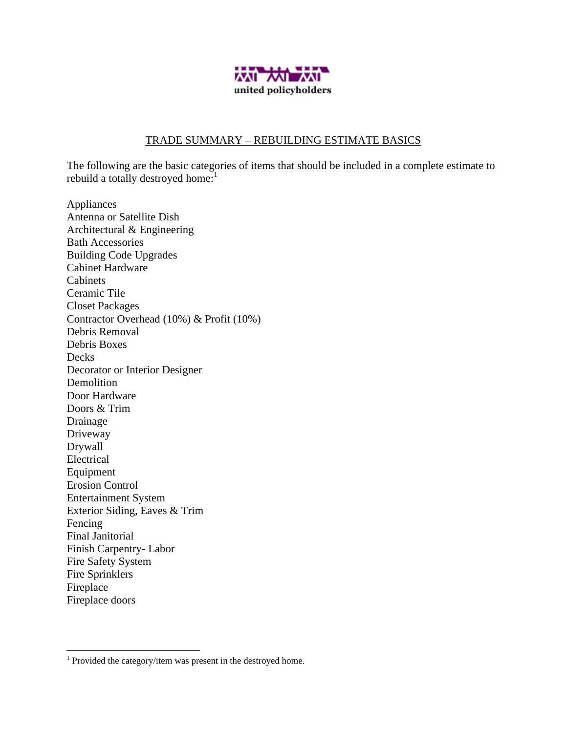united policyholders

## TRADE SUMMARY – REBUILDING ESTIMATE BASICS

The following are the basic categories of items that should be included in a complete estimate to rebuild a totally destroyed home:[1]

Appliances
Antenna or Satellite Dish
Architectural & Engineering
Bath Accessories
Building Code Upgrades
Cabinet Hardware
Cabinets
Ceramic Tile
Closet Packages
Contractor Overhead (10%) & Profit (10%)
Debris Removal
Debris Boxes
Decks
Decorator or Interior Designer
Demolition
Door Hardware
Doors & Trim
Drainage
Driveway
Drywall
Electrical
Equipment
Erosion Control
Entertainment System
Exterior Siding, Eaves & Trim
Fencing
Final Janitorial
Finish Carpentry- Labor
Fire Safety System
Fire Sprinklers
Fireplace
Fireplace doors

[1] Provided the category/item was present in the destroyed home.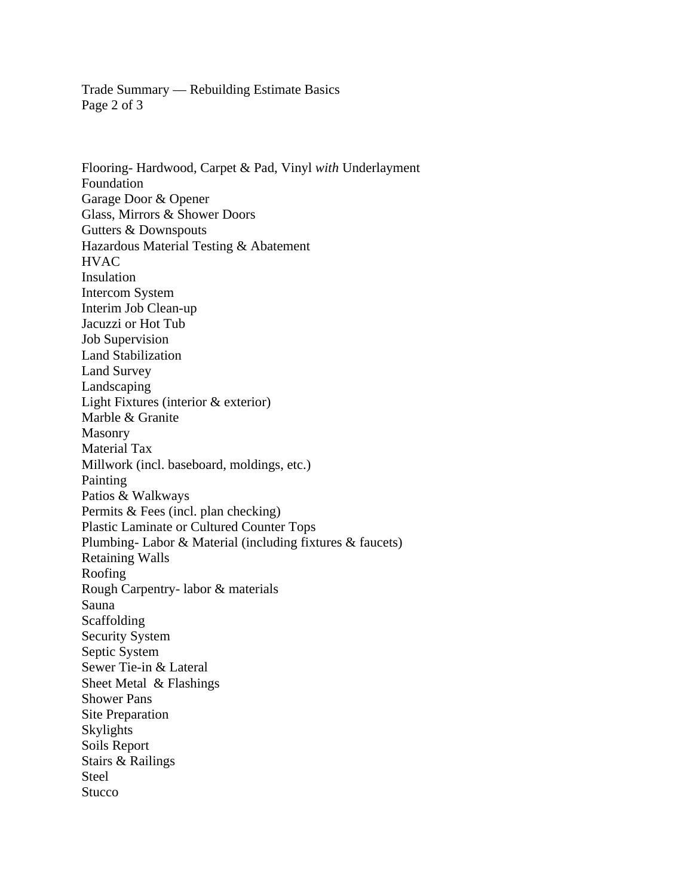Flooring- Hardwood, Carpet & Pad, Vinyl *with* Underlayment
Foundation
Garage Door & Opener
Glass, Mirrors & Shower Doors
Gutters & Downspouts
Hazardous Material Testing & Abatement
HVAC
Insulation
Intercom System
Interim Job Clean-up
Jacuzzi or Hot Tub
Job Supervision
Land Stabilization
Land Survey
Landscaping
Light Fixtures (interior & exterior)
Marble & Granite
Masonry
Material Tax
Millwork (incl. baseboard, moldings, etc.)
Painting
Patios & Walkways
Permits & Fees (incl. plan checking)
Plastic Laminate or Cultured Counter Tops
Plumbing- Labor & Material (including fixtures & faucets)
Retaining Walls
Roofing
Rough Carpentry- labor & materials
Sauna
Scaffolding
Security System
Septic System
Sewer Tie-in & Lateral
Sheet Metal & Flashings
Shower Pans
Site Preparation
Skylights
Soils Report
Stairs & Railings
Steel
Stucco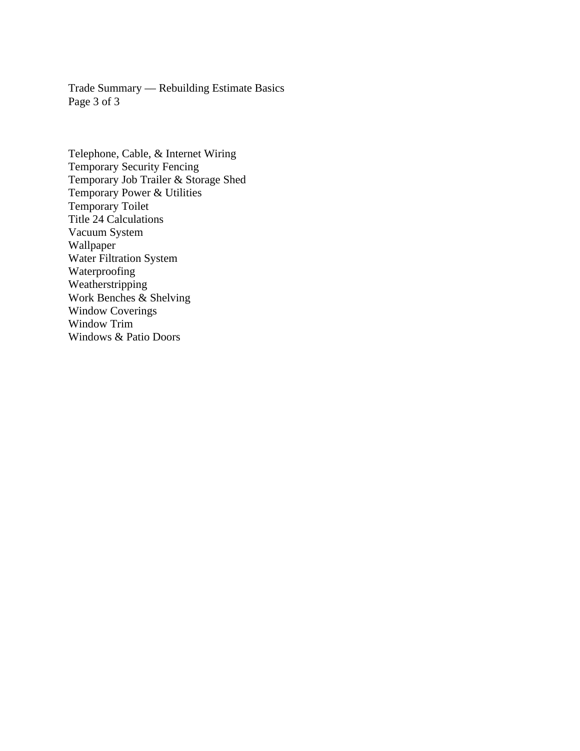Telephone, Cable, & Internet Wiring
Temporary Security Fencing
Temporary Job Trailer & Storage Shed
Temporary Power & Utilities
Temporary Toilet
Title 24 Calculations
Vacuum System
Wallpaper
Water Filtration System
Waterproofing
Weatherstripping
Work Benches & Shelving
Window Coverings
Window Trim
Windows & Patio Doors